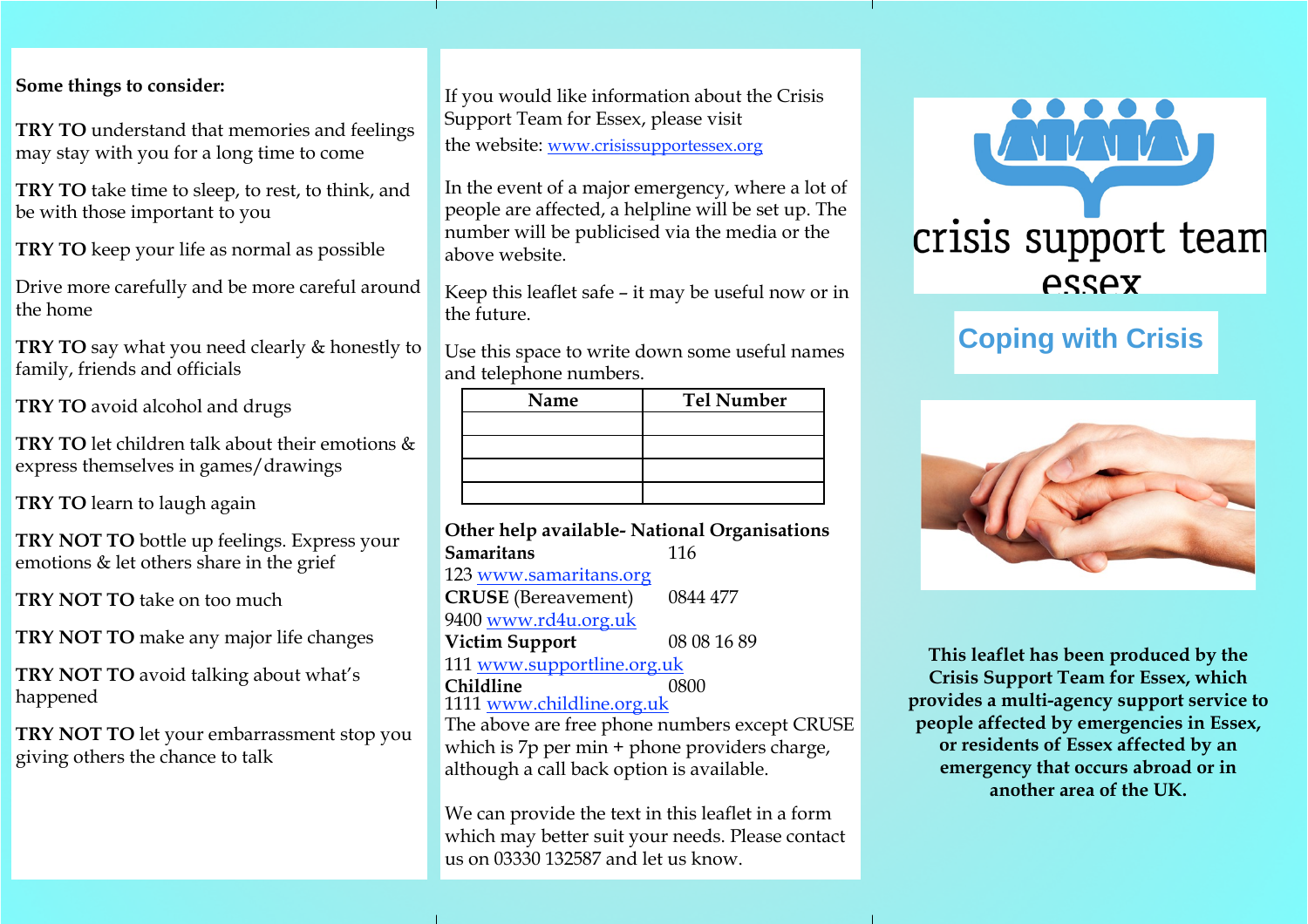**Some things to consider:**

**TRY TO** understand that memories and feelings may stay with you for a long time to come

**TRY TO** take time to sleep, to rest, to think, and be with those important to you

**TRY TO** keep your life as normal as possible

Drive more carefully and be more careful around the home

**TRY TO** say what you need clearly & honestly to family, friends and officials

**TRY TO** avoid alcohol and drugs

**TRY TO** let children talk about their emotions & express themselves in games/drawings

**TRY TO** learn to laugh again

**TRY NOT TO** bottle up feelings. Express your emotions & let others share in the grief

**TRY NOT TO** take on too much

**TRY NOT TO** make any major life changes

**TRY NOT TO** avoid talking about what's happened

**TRY NOT TO** let your embarrassment stop you giving others the chance to talk

If you would like information about the Crisis Support Team for Essex, please visit the website: www.crisissupportessex.org

In the event of a major emergency, where a lot of people are affected, a helpline will be set up. The number will be publicised via the media or the above website.

Keep this leaflet safe – it may be useful now or in the future.

Use this space to write down some useful names and telephone numbers.

| Name | Tel Number |
|---|---|
| | |
| | |
| | |
| | |

**Other help available- National Organisations**

**Samaritans** 116 123 www.samaritans.org

**CRUSE** (Bereavement) 0844 477 9400 www.rd4u.org.uk

**Victim Support** 08 08 16 89 111 www.supportline.org.uk

**Childline** 0800 1111 www.childline.org.uk

The above are free phone numbers except CRUSE which is 7p per min + phone providers charge, although a call back option is available.

We can provide the text in this leaflet in a form which may better suit your needs. Please contact us on 03330 132587 and let us know.

crisis support team essex

# Coping with Crisis

**This leaflet has been produced by the Crisis Support Team for Essex, which provides a multi-agency support service to people affected by emergencies in Essex, or residents of Essex affected by an emergency that occurs abroad or in another area of the UK.**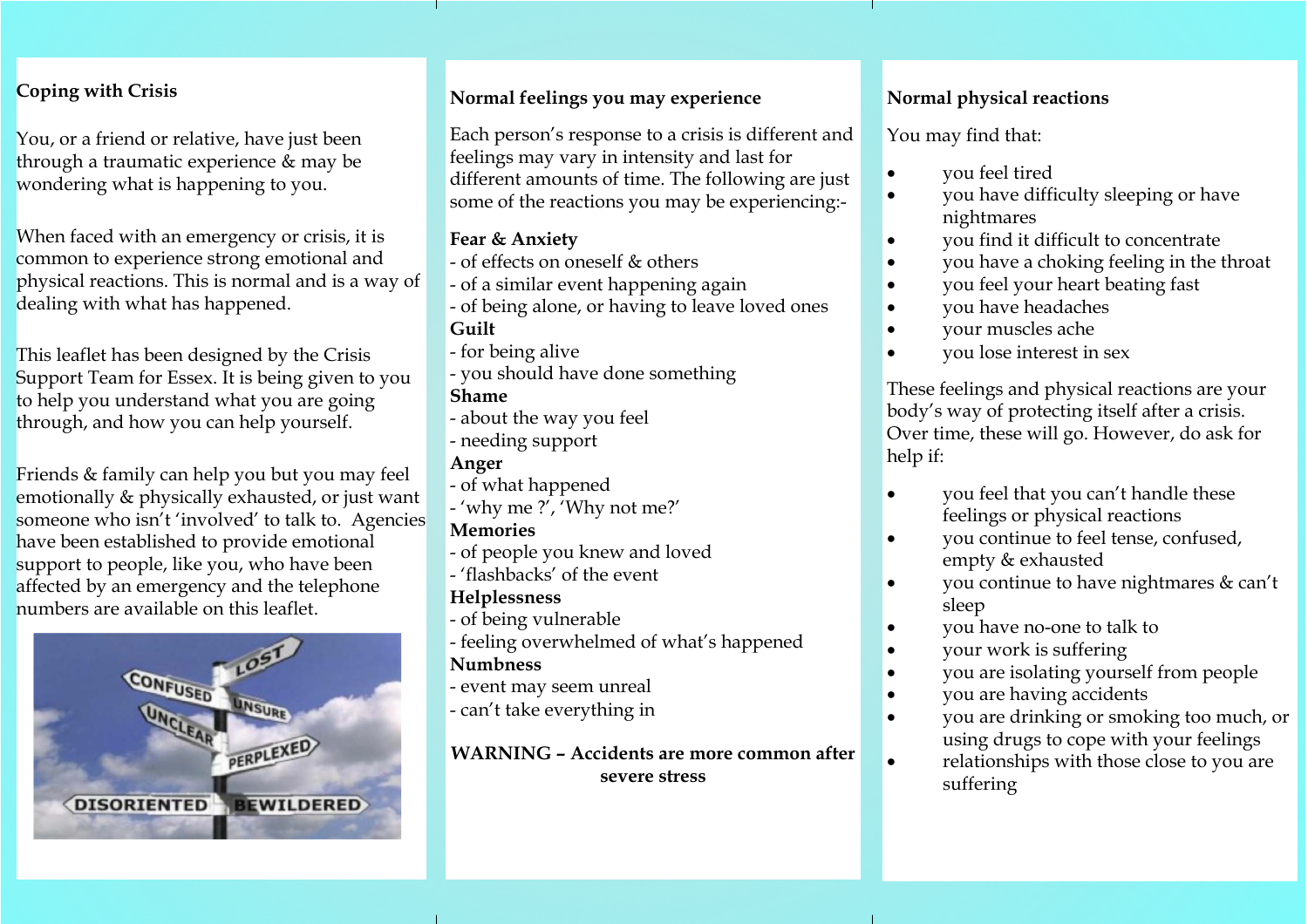## Coping with Crisis

You, or a friend or relative, have just been through a traumatic experience & may be wondering what is happening to you.

When faced with an emergency or crisis, it is common to experience strong emotional and physical reactions. This is normal and is a way of dealing with what has happened.

This leaflet has been designed by the Crisis Support Team for Essex. It is being given to you to help you understand what you are going through, and how you can help yourself.

Friends & family can help you but you may feel emotionally & physically exhausted, or just want someone who isn't 'involved' to talk to. Agencies have been established to provide emotional support to people, like you, who have been affected by an emergency and the telephone numbers are available on this leaflet.

## Normal feelings you may experience

Each person's response to a crisis is different and feelings may vary in intensity and last for different amounts of time. The following are just some of the reactions you may be experiencing:-

**Fear & Anxiety**
- of effects on oneself & others
- of a similar event happening again
- of being alone, or having to leave loved ones

**Guilt**
- for being alive
- you should have done something

**Shame**
- about the way you feel
- needing support

**Anger**
- of what happened
- 'why me ?', 'Why not me?'

**Memories**
- of people you knew and loved
- 'flashbacks' of the event

**Helplessness**
- of being vulnerable
- feeling overwhelmed of what's happened

**Numbness**
- event may seem unreal
- can't take everything in

**WARNING – Accidents are more common after severe stress**

## Normal physical reactions

You may find that:

- you feel tired
- you have difficulty sleeping or have nightmares
- you find it difficult to concentrate
- you have a choking feeling in the throat
- you feel your heart beating fast
- you have headaches
- your muscles ache
- you lose interest in sex

These feelings and physical reactions are your body's way of protecting itself after a crisis. Over time, these will go. However, do ask for help if:

- you feel that you can't handle these feelings or physical reactions
- you continue to feel tense, confused, empty & exhausted
- you continue to have nightmares & can't sleep
- you have no-one to talk to
- your work is suffering
- you are isolating yourself from people
- you are having accidents
- you are drinking or smoking too much, or using drugs to cope with your feelings
- relationships with those close to you are suffering